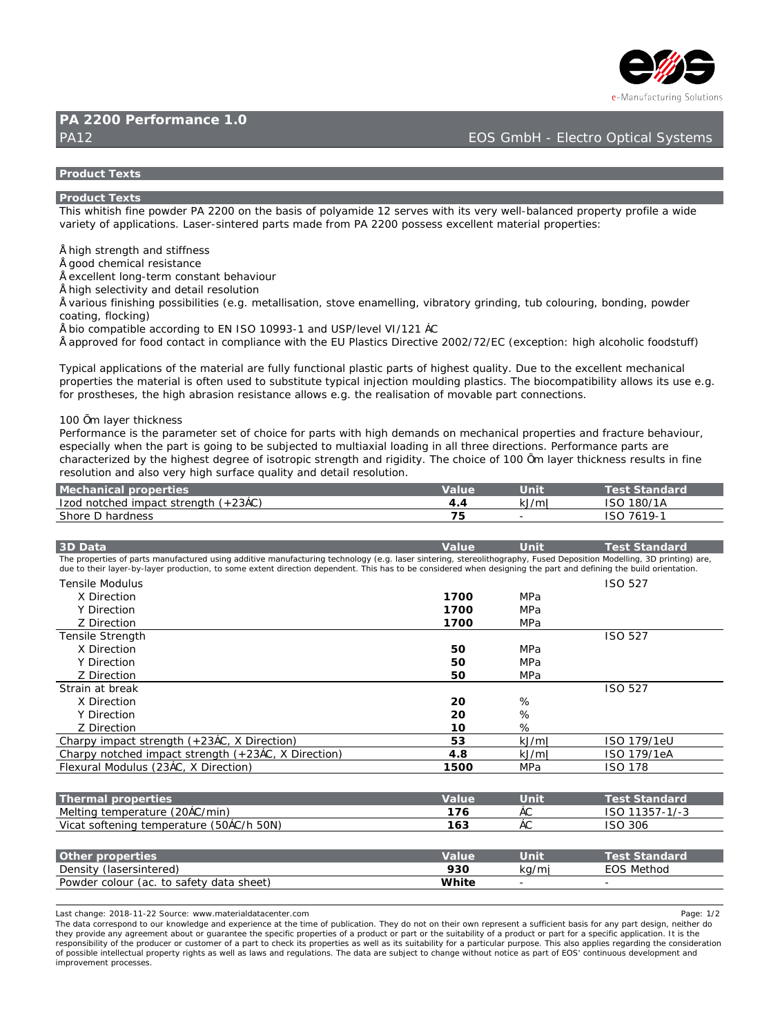# PA 2200 Performance 1.0

PA12

EOS GmbH - Electro Optical Systems

## Product Texts

### Product Texts

This whitish fine powder PA 2200 on the basis of polyamide 12 serves with its very well-balanced property profile a wide variety of applications. Laser-sintered parts made from PA 2200 possess excellent material properties:

Å high strength and stiffness
Å good chemical resistance
Å excellent long-term constant behaviour
Å high selectivity and detail resolution
Å various finishing possibilities (e.g. metallisation, stove enamelling, vibratory grinding, tub colouring, bonding, powder coating, flocking)
Å bio compatible according to EN ISO 10993-1 and USP/level VI/121 ÁC
Å approved for food contact in compliance with the EU Plastics Directive 2002/72/EC (exception: high alcoholic foodstuff)

Typical applications of the material are fully functional plastic parts of highest quality. Due to the excellent mechanical properties the material is often used to substitute typical injection moulding plastics. The biocompatibility allows its use e.g. for prostheses, the high abrasion resistance allows e.g. the realisation of movable part connections.

100 Õm layer thickness
Performance is the parameter set of choice for parts with high demands on mechanical properties and fracture behaviour, especially when the part is going to be subjected to multiaxial loading in all three directions. Performance parts are characterized by the highest degree of isotropic strength and rigidity. The choice of 100 Õm layer thickness results in fine resolution and also very high surface quality and detail resolution.

| Mechanical properties | Value | Unit | Test Standard |
|---|---|---|---|
| Izod notched impact strength (+23ÁC) | 4.4 | kJ/mļ | ISO 180/1A |
| Shore D hardness | 75 | - | ISO 7619-1 |

| 3D Data | Value | Unit | Test Standard |
|---|---|---|---|

The properties of parts manufactured using additive manufacturing technology (e.g. laser sintering, stereolithography, Fused Deposition Modelling, 3D printing) are, due to their layer-by-layer production, to some extent direction dependent. This has to be considered when designing the part and defining the build orientation.

| 3D Data | Value | Unit | Test Standard |
|---|---|---|---|
| Tensile Modulus | | | ISO 527 |
| X Direction | 1700 | MPa | |
| Y Direction | 1700 | MPa | |
| Z Direction | 1700 | MPa | |
| Tensile Strength | | | ISO 527 |
| X Direction | 50 | MPa | |
| Y Direction | 50 | MPa | |
| Z Direction | 50 | MPa | |
| Strain at break | | | ISO 527 |
| X Direction | 20 | % | |
| Y Direction | 20 | % | |
| Z Direction | 10 | % | |
| Charpy impact strength (+23ÁC, X Direction) | 53 | kJ/mļ | ISO 179/1eU |
| Charpy notched impact strength (+23ÁC, X Direction) | 4.8 | kJ/mļ | ISO 179/1eA |
| Flexural Modulus (23ÁC, X Direction) | 1500 | MPa | ISO 178 |

| Thermal properties | Value | Unit | Test Standard |
|---|---|---|---|
| Melting temperature (20ÁC/min) | 176 | ÁC | ISO 11357-1/-3 |
| Vicat softening temperature (50ÁC/h 50N) | 163 | ÁC | ISO 306 |

| Other properties | Value | Unit | Test Standard |
|---|---|---|---|
| Density (lasersintered) | 930 | kg/mį | EOS Method |
| Powder colour (ac. to safety data sheet) | White | - | - |

Last change: 2018-11-22 Source: www.materialdatacenter.com

The data correspond to our knowledge and experience at the time of publication. They do not on their own represent a sufficient basis for any part design, neither do they provide any agreement about or guarantee the specific properties of a product or part or the suitability of a product or part for a specific application. It is the responsibility of the producer or customer of a part to check its properties as well as its suitability for a particular purpose. This also applies regarding the consideration of possible intellectual property rights as well as laws and regulations. The data are subject to change without notice as part of EOS' continuous development and improvement processes.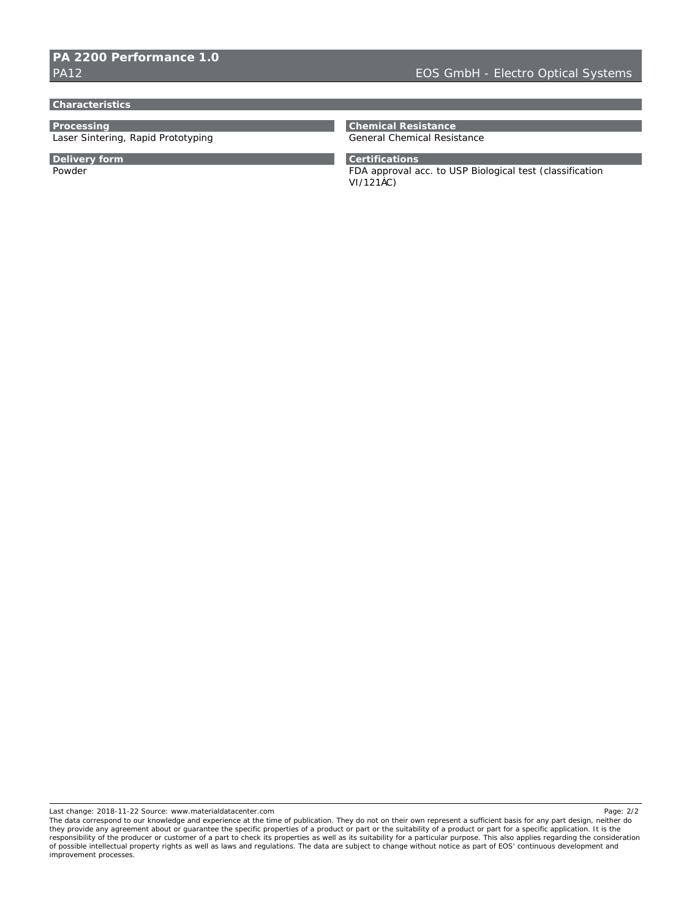## Characteristics

### Processing

Laser Sintering, Rapid Prototyping

### Delivery form

Powder

### Chemical Resistance

General Chemical Resistance

### Certifications

FDA approval acc. to USP Biological test (classification VI/121ÂC)